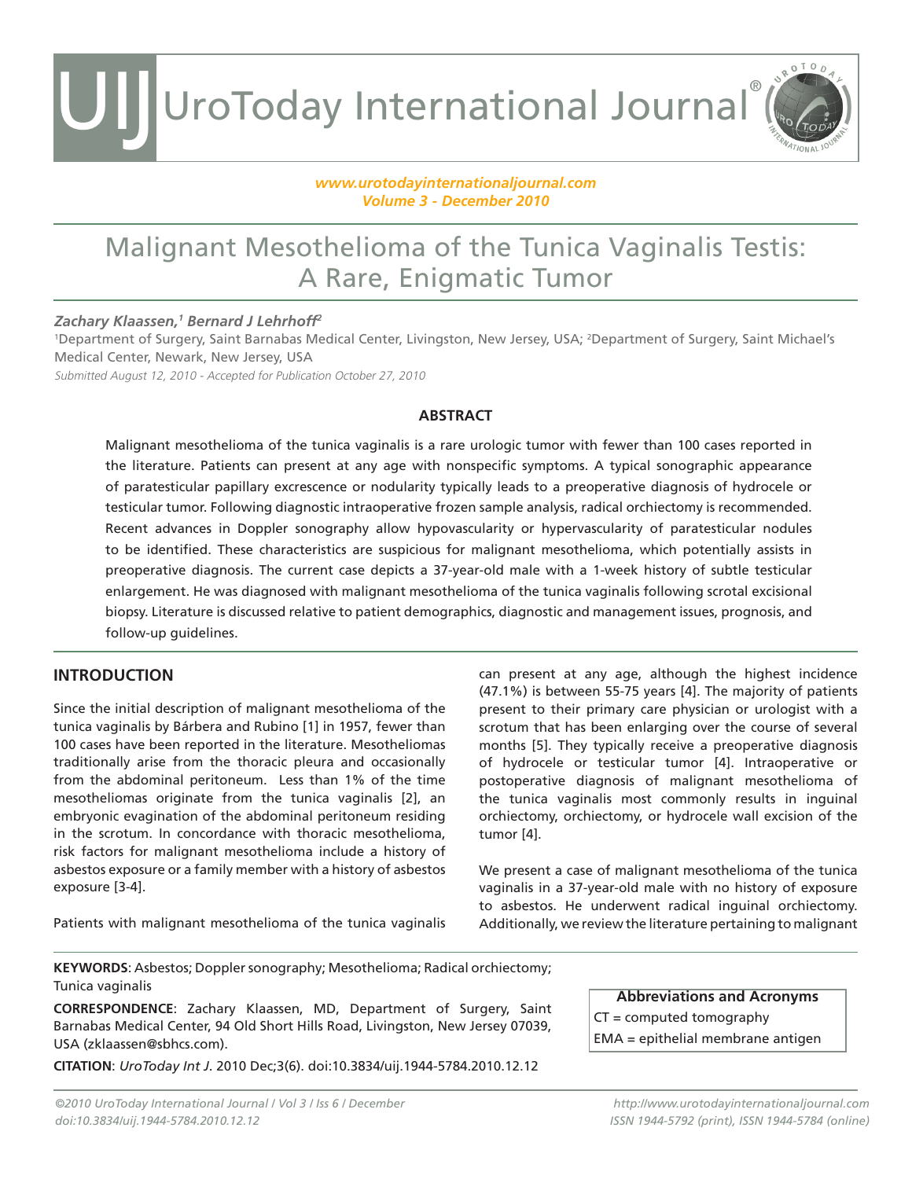# Malignant Mesothelioma of the Tunica Vaginalis Testis: A Rare, Enigmatic Tumor

***Zachary Klaassen,[1] Bernard J Lehrhoff[2]***

[1]Department of Surgery, Saint Barnabas Medical Center, Livingston, New Jersey, USA; [2]Department of Surgery, Saint Michael's Medical Center, Newark, New Jersey, USA

*Submitted August 12, 2010 - Accepted for Publication October 27, 2010*

## ABSTRACT

Malignant mesothelioma of the tunica vaginalis is a rare urologic tumor with fewer than 100 cases reported in the literature. Patients can present at any age with nonspecific symptoms. A typical sonographic appearance of paratesticular papillary excrescence or nodularity typically leads to a preoperative diagnosis of hydrocele or testicular tumor. Following diagnostic intraoperative frozen sample analysis, radical orchiectomy is recommended. Recent advances in Doppler sonography allow hypovascularity or hypervascularity of paratesticular nodules to be identified. These characteristics are suspicious for malignant mesothelioma, which potentially assists in preoperative diagnosis. The current case depicts a 37-year-old male with a 1-week history of subtle testicular enlargement. He was diagnosed with malignant mesothelioma of the tunica vaginalis following scrotal excisional biopsy. Literature is discussed relative to patient demographics, diagnostic and management issues, prognosis, and follow-up guidelines.

## INTRODUCTION

Since the initial description of malignant mesothelioma of the tunica vaginalis by Bárbera and Rubino [1] in 1957, fewer than 100 cases have been reported in the literature. Mesotheliomas traditionally arise from the thoracic pleura and occasionally from the abdominal peritoneum. Less than 1% of the time mesotheliomas originate from the tunica vaginalis [2], an embryonic evagination of the abdominal peritoneum residing in the scrotum. In concordance with thoracic mesothelioma, risk factors for malignant mesothelioma include a history of asbestos exposure or a family member with a history of asbestos exposure [3-4].

Patients with malignant mesothelioma of the tunica vaginalis can present at any age, although the highest incidence (47.1%) is between 55-75 years [4]. The majority of patients present to their primary care physician or urologist with a scrotum that has been enlarging over the course of several months [5]. They typically receive a preoperative diagnosis of hydrocele or testicular tumor [4]. Intraoperative or postoperative diagnosis of malignant mesothelioma of the tunica vaginalis most commonly results in inguinal orchiectomy, orchiectomy, or hydrocele wall excision of the tumor [4].

We present a case of malignant mesothelioma of the tunica vaginalis in a 37-year-old male with no history of exposure to asbestos. He underwent radical inguinal orchiectomy. Additionally, we review the literature pertaining to malignant

**KEYWORDS**: Asbestos; Doppler sonography; Mesothelioma; Radical orchiectomy; Tunica vaginalis

**CORRESPONDENCE**: Zachary Klaassen, MD, Department of Surgery, Saint Barnabas Medical Center, 94 Old Short Hills Road, Livingston, New Jersey 07039, USA (zklaassen@sbhcs.com).

**CITATION**: *UroToday Int J*. 2010 Dec;3(6). doi:10.3834/uij.1944-5784.2010.12.12

| Abbreviations and Acronyms |
| --- |
| CT = computed tomography |
| EMA = epithelial membrane antigen |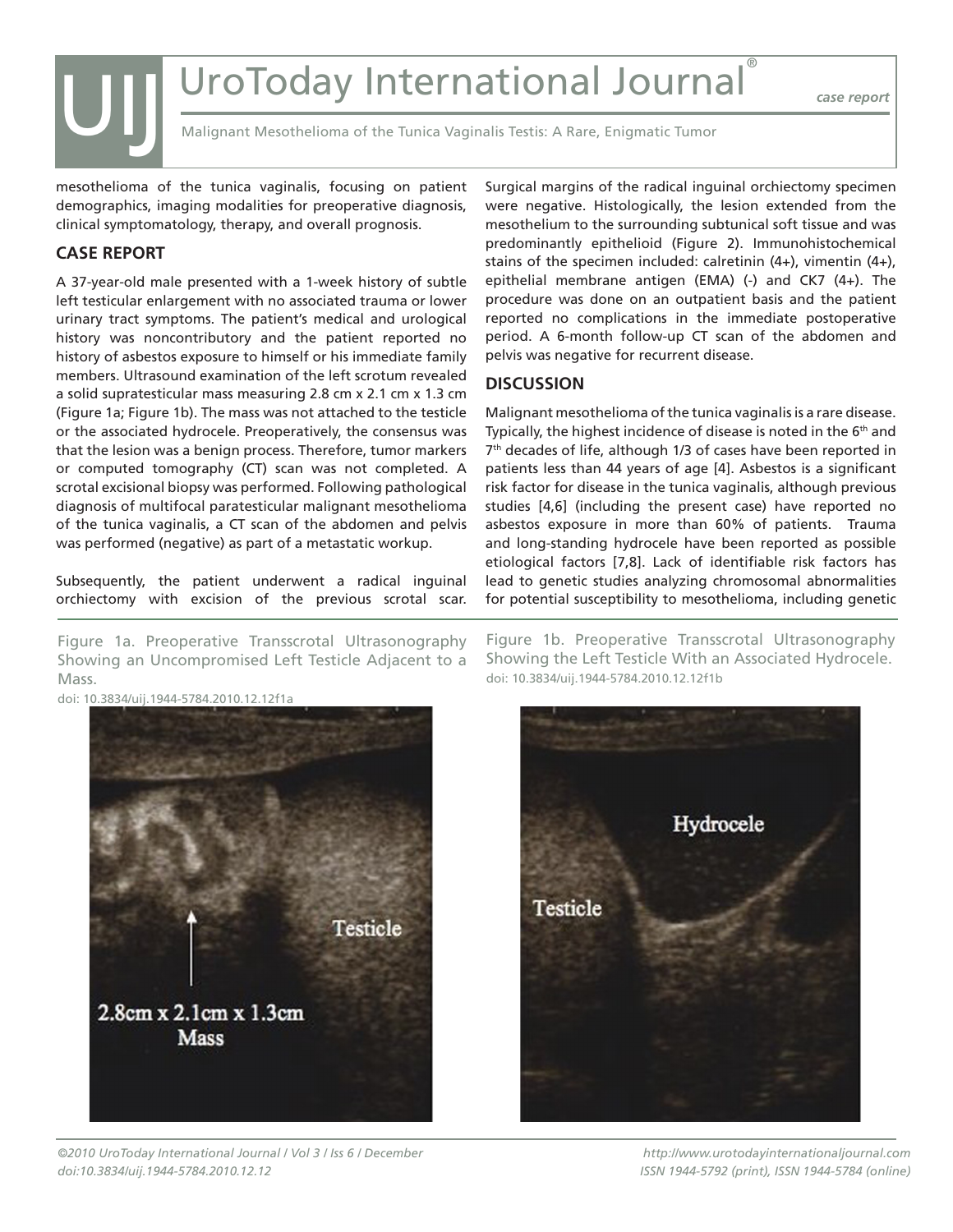mesothelioma of the tunica vaginalis, focusing on patient demographics, imaging modalities for preoperative diagnosis, clinical symptomatology, therapy, and overall prognosis.

## CASE REPORT

A 37-year-old male presented with a 1-week history of subtle left testicular enlargement with no associated trauma or lower urinary tract symptoms. The patient's medical and urological history was noncontributory and the patient reported no history of asbestos exposure to himself or his immediate family members. Ultrasound examination of the left scrotum revealed a solid supratesticular mass measuring 2.8 cm x 2.1 cm x 1.3 cm (Figure 1a; Figure 1b). The mass was not attached to the testicle or the associated hydrocele. Preoperatively, the consensus was that the lesion was a benign process. Therefore, tumor markers or computed tomography (CT) scan was not completed. A scrotal excisional biopsy was performed. Following pathological diagnosis of multifocal paratesticular malignant mesothelioma of the tunica vaginalis, a CT scan of the abdomen and pelvis was performed (negative) as part of a metastatic workup.

Subsequently, the patient underwent a radical inguinal orchiectomy with excision of the previous scrotal scar. Surgical margins of the radical inguinal orchiectomy specimen were negative. Histologically, the lesion extended from the mesothelium to the surrounding subtunical soft tissue and was predominantly epithelioid (Figure 2). Immunohistochemical stains of the specimen included: calretinin (4+), vimentin (4+), epithelial membrane antigen (EMA) (-) and CK7 (4+). The procedure was done on an outpatient basis and the patient reported no complications in the immediate postoperative period. A 6-month follow-up CT scan of the abdomen and pelvis was negative for recurrent disease.

## DISCUSSION

Malignant mesothelioma of the tunica vaginalis is a rare disease. Typically, the highest incidence of disease is noted in the 6th and 7th decades of life, although 1/3 of cases have been reported in patients less than 44 years of age [4]. Asbestos is a significant risk factor for disease in the tunica vaginalis, although previous studies [4,6] (including the present case) have reported no asbestos exposure in more than 60% of patients. Trauma and long-standing hydrocele have been reported as possible etiological factors [7,8]. Lack of identifiable risk factors has lead to genetic studies analyzing chromosomal abnormalities for potential susceptibility to mesothelioma, including genetic

Figure 1a. Preoperative Transscrotal Ultrasonography Showing an Uncompromised Left Testicle Adjacent to a Mass.
doi: 10.3834/uij.1944-5784.2010.12.12f1a

Figure 1b. Preoperative Transscrotal Ultrasonography Showing the Left Testicle With an Associated Hydrocele.
doi: 10.3834/uij.1944-5784.2010.12.12f1b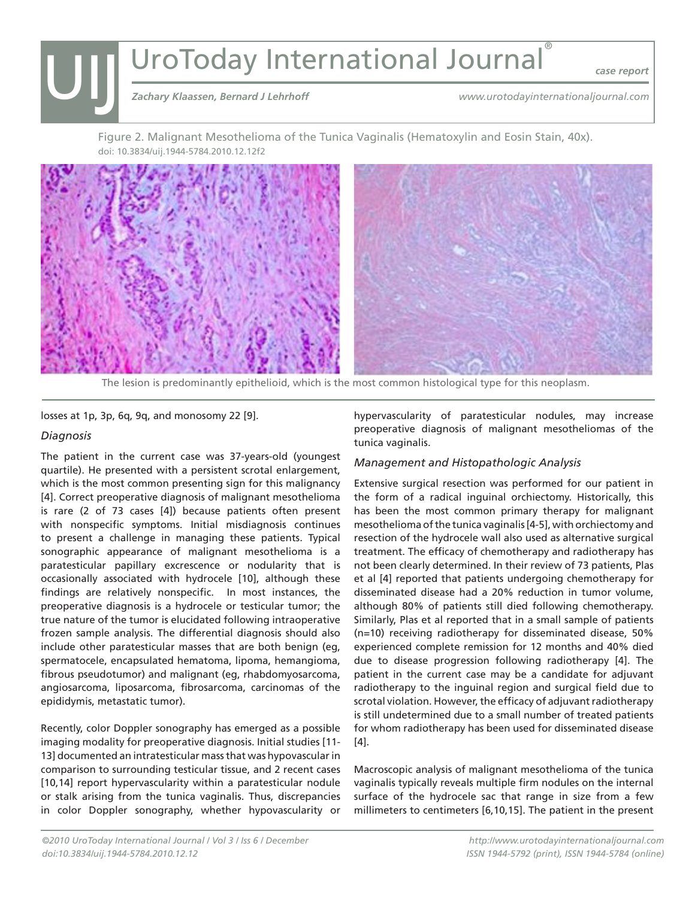Figure 2. Malignant Mesothelioma of the Tunica Vaginalis (Hematoxylin and Eosin Stain, 40x).
doi: 10.3834/uij.1944-5784.2010.12.12f2

The lesion is predominantly epithelioid, which is the most common histological type for this neoplasm.

losses at 1p, 3p, 6q, 9q, and monosomy 22 [9].

### *Diagnosis*

The patient in the current case was 37-years-old (youngest quartile). He presented with a persistent scrotal enlargement, which is the most common presenting sign for this malignancy [4]. Correct preoperative diagnosis of malignant mesothelioma is rare (2 of 73 cases [4]) because patients often present with nonspecific symptoms. Initial misdiagnosis continues to present a challenge in managing these patients. Typical sonographic appearance of malignant mesothelioma is a paratesticular papillary excrescence or nodularity that is occasionally associated with hydrocele [10], although these findings are relatively nonspecific. In most instances, the preoperative diagnosis is a hydrocele or testicular tumor; the true nature of the tumor is elucidated following intraoperative frozen sample analysis. The differential diagnosis should also include other paratesticular masses that are both benign (eg, spermatocele, encapsulated hematoma, lipoma, hemangioma, fibrous pseudotumor) and malignant (eg, rhabdomyosarcoma, angiosarcoma, liposarcoma, fibrosarcoma, carcinomas of the epididymis, metastatic tumor).

Recently, color Doppler sonography has emerged as a possible imaging modality for preoperative diagnosis. Initial studies [11-13] documented an intratesticular mass that was hypovascular in comparison to surrounding testicular tissue, and 2 recent cases [10,14] report hypervascularity within a paratesticular nodule or stalk arising from the tunica vaginalis. Thus, discrepancies in color Doppler sonography, whether hypovascularity or hypervascularity of paratesticular nodules, may increase preoperative diagnosis of malignant mesotheliomas of the tunica vaginalis.

### *Management and Histopathologic Analysis*

Extensive surgical resection was performed for our patient in the form of a radical inguinal orchiectomy. Historically, this has been the most common primary therapy for malignant mesothelioma of the tunica vaginalis [4-5], with orchiectomy and resection of the hydrocele wall also used as alternative surgical treatment. The efficacy of chemotherapy and radiotherapy has not been clearly determined. In their review of 73 patients, Plas et al [4] reported that patients undergoing chemotherapy for disseminated disease had a 20% reduction in tumor volume, although 80% of patients still died following chemotherapy. Similarly, Plas et al reported that in a small sample of patients (n=10) receiving radiotherapy for disseminated disease, 50% experienced complete remission for 12 months and 40% died due to disease progression following radiotherapy [4]. The patient in the current case may be a candidate for adjuvant radiotherapy to the inguinal region and surgical field due to scrotal violation. However, the efficacy of adjuvant radiotherapy is still undetermined due to a small number of treated patients for whom radiotherapy has been used for disseminated disease [4].

Macroscopic analysis of malignant mesothelioma of the tunica vaginalis typically reveals multiple firm nodules on the internal surface of the hydrocele sac that range in size from a few millimeters to centimeters [6,10,15]. The patient in the present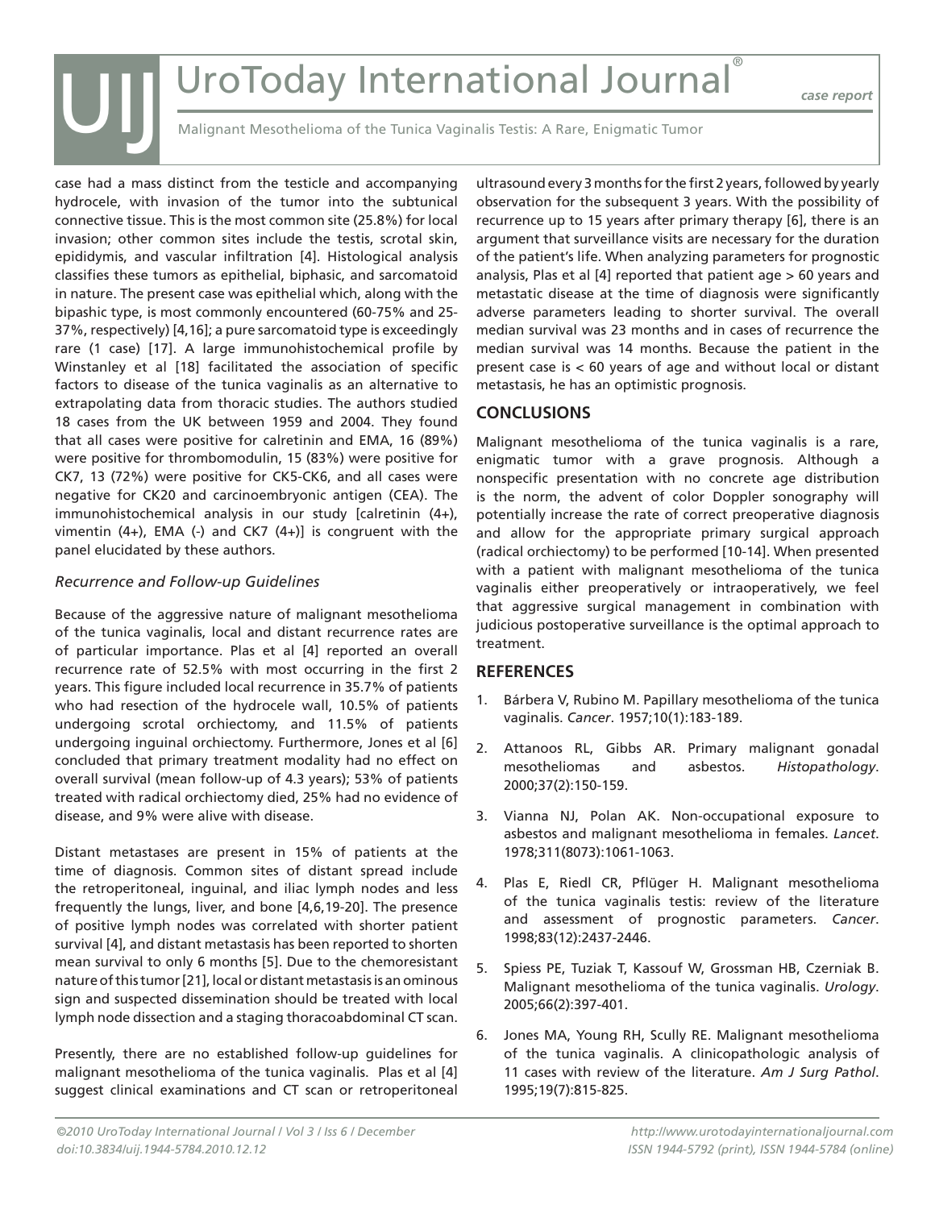case had a mass distinct from the testicle and accompanying hydrocele, with invasion of the tumor into the subtunical connective tissue. This is the most common site (25.8%) for local invasion; other common sites include the testis, scrotal skin, epididymis, and vascular infiltration [4]. Histological analysis classifies these tumors as epithelial, biphasic, and sarcomatoid in nature. The present case was epithelial which, along with the bipashic type, is most commonly encountered (60-75% and 25-37%, respectively) [4,16]; a pure sarcomatoid type is exceedingly rare (1 case) [17]. A large immunohistochemical profile by Winstanley et al [18] facilitated the association of specific factors to disease of the tunica vaginalis as an alternative to extrapolating data from thoracic studies. The authors studied 18 cases from the UK between 1959 and 2004. They found that all cases were positive for calretinin and EMA, 16 (89%) were positive for thrombomodulin, 15 (83%) were positive for CK7, 13 (72%) were positive for CK5-CK6, and all cases were negative for CK20 and carcinoembryonic antigen (CEA). The immunohistochemical analysis in our study [calretinin (4+), vimentin (4+), EMA (-) and CK7 (4+)] is congruent with the panel elucidated by these authors.

### *Recurrence and Follow-up Guidelines*

Because of the aggressive nature of malignant mesothelioma of the tunica vaginalis, local and distant recurrence rates are of particular importance. Plas et al [4] reported an overall recurrence rate of 52.5% with most occurring in the first 2 years. This figure included local recurrence in 35.7% of patients who had resection of the hydrocele wall, 10.5% of patients undergoing scrotal orchiectomy, and 11.5% of patients undergoing inguinal orchiectomy. Furthermore, Jones et al [6] concluded that primary treatment modality had no effect on overall survival (mean follow-up of 4.3 years); 53% of patients treated with radical orchiectomy died, 25% had no evidence of disease, and 9% were alive with disease.

Distant metastases are present in 15% of patients at the time of diagnosis. Common sites of distant spread include the retroperitoneal, inguinal, and iliac lymph nodes and less frequently the lungs, liver, and bone [4,6,19-20]. The presence of positive lymph nodes was correlated with shorter patient survival [4], and distant metastasis has been reported to shorten mean survival to only 6 months [5]. Due to the chemoresistant nature of this tumor [21], local or distant metastasis is an ominous sign and suspected dissemination should be treated with local lymph node dissection and a staging thoracoabdominal CT scan.

Presently, there are no established follow-up guidelines for malignant mesothelioma of the tunica vaginalis. Plas et al [4] suggest clinical examinations and CT scan or retroperitoneal ultrasound every 3 months for the first 2 years, followed by yearly observation for the subsequent 3 years. With the possibility of recurrence up to 15 years after primary therapy [6], there is an argument that surveillance visits are necessary for the duration of the patient's life. When analyzing parameters for prognostic analysis, Plas et al [4] reported that patient age > 60 years and metastatic disease at the time of diagnosis were significantly adverse parameters leading to shorter survival. The overall median survival was 23 months and in cases of recurrence the median survival was 14 months. Because the patient in the present case is < 60 years of age and without local or distant metastasis, he has an optimistic prognosis.

## CONCLUSIONS

Malignant mesothelioma of the tunica vaginalis is a rare, enigmatic tumor with a grave prognosis. Although a nonspecific presentation with no concrete age distribution is the norm, the advent of color Doppler sonography will potentially increase the rate of correct preoperative diagnosis and allow for the appropriate primary surgical approach (radical orchiectomy) to be performed [10-14]. When presented with a patient with malignant mesothelioma of the tunica vaginalis either preoperatively or intraoperatively, we feel that aggressive surgical management in combination with judicious postoperative surveillance is the optimal approach to treatment.

## REFERENCES

1. Bárbera V, Rubino M. Papillary mesothelioma of the tunica vaginalis. *Cancer*. 1957;10(1):183-189.
2. Attanoos RL, Gibbs AR. Primary malignant gonadal mesotheliomas and asbestos. *Histopathology*. 2000;37(2):150-159.
3. Vianna NJ, Polan AK. Non-occupational exposure to asbestos and malignant mesothelioma in females. *Lancet*. 1978;311(8073):1061-1063.
4. Plas E, Riedl CR, Pflüger H. Malignant mesothelioma of the tunica vaginalis testis: review of the literature and assessment of prognostic parameters. *Cancer*. 1998;83(12):2437-2446.
5. Spiess PE, Tuziak T, Kassouf W, Grossman HB, Czerniak B. Malignant mesothelioma of the tunica vaginalis. *Urology*. 2005;66(2):397-401.
6. Jones MA, Young RH, Scully RE. Malignant mesothelioma of the tunica vaginalis. A clinicopathologic analysis of 11 cases with review of the literature. *Am J Surg Pathol*. 1995;19(7):815-825.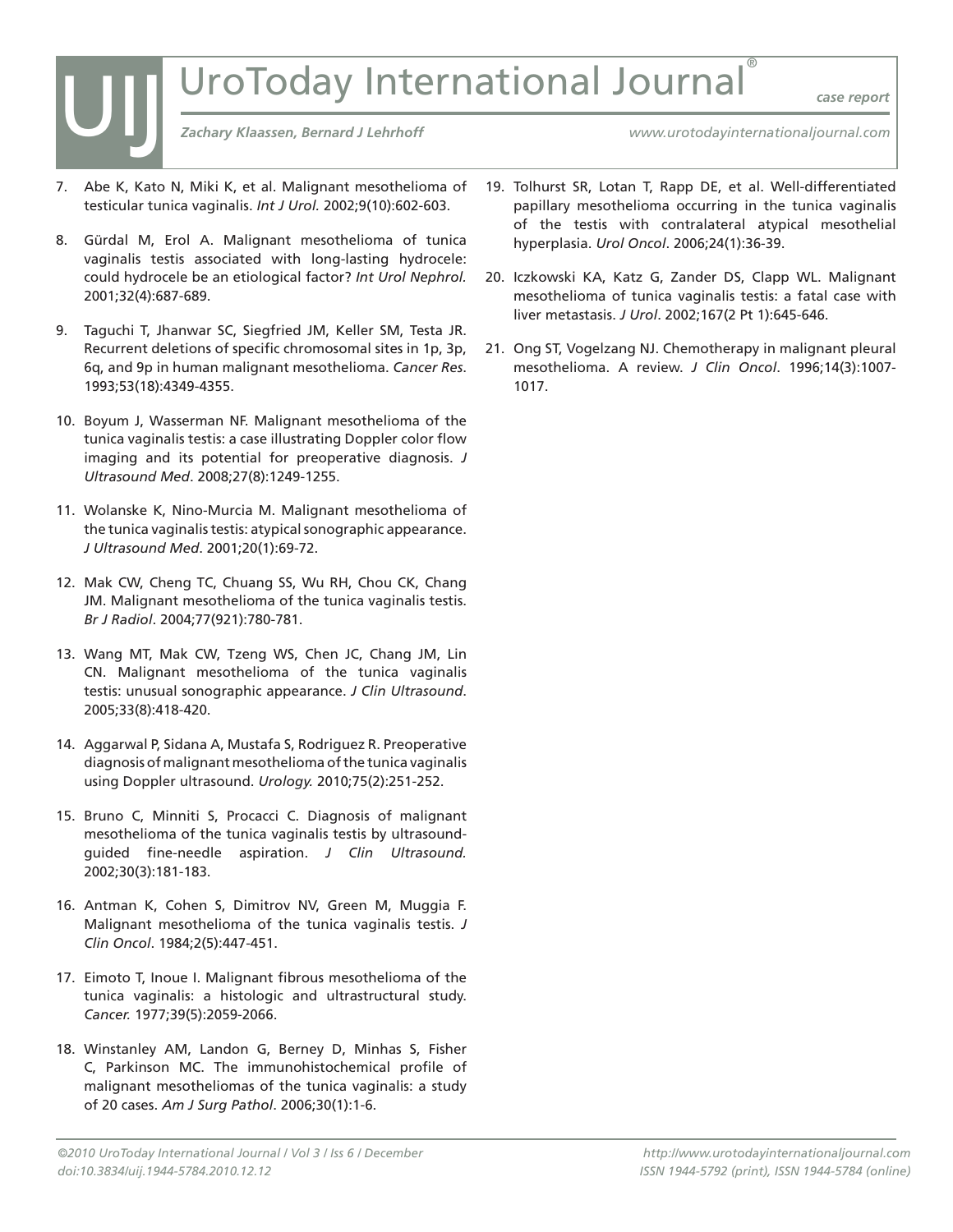7. Abe K, Kato N, Miki K, et al. Malignant mesothelioma of testicular tunica vaginalis. *Int J Urol.* 2002;9(10):602-603.

8. Gürdal M, Erol A. Malignant mesothelioma of tunica vaginalis testis associated with long-lasting hydrocele: could hydrocele be an etiological factor? *Int Urol Nephrol.* 2001;32(4):687-689.

9. Taguchi T, Jhanwar SC, Siegfried JM, Keller SM, Testa JR. Recurrent deletions of specific chromosomal sites in 1p, 3p, 6q, and 9p in human malignant mesothelioma. *Cancer Res*. 1993;53(18):4349-4355.

10. Boyum J, Wasserman NF. Malignant mesothelioma of the tunica vaginalis testis: a case illustrating Doppler color flow imaging and its potential for preoperative diagnosis. *J Ultrasound Med*. 2008;27(8):1249-1255.

11. Wolanske K, Nino-Murcia M. Malignant mesothelioma of the tunica vaginalis testis: atypical sonographic appearance. *J Ultrasound Med*. 2001;20(1):69-72.

12. Mak CW, Cheng TC, Chuang SS, Wu RH, Chou CK, Chang JM. Malignant mesothelioma of the tunica vaginalis testis. *Br J Radiol*. 2004;77(921):780-781.

13. Wang MT, Mak CW, Tzeng WS, Chen JC, Chang JM, Lin CN. Malignant mesothelioma of the tunica vaginalis testis: unusual sonographic appearance. *J Clin Ultrasound*. 2005;33(8):418-420.

14. Aggarwal P, Sidana A, Mustafa S, Rodriguez R. Preoperative diagnosis of malignant mesothelioma of the tunica vaginalis using Doppler ultrasound. *Urology.* 2010;75(2):251-252.

15. Bruno C, Minniti S, Procacci C. Diagnosis of malignant mesothelioma of the tunica vaginalis testis by ultrasound-guided fine-needle aspiration. *J Clin Ultrasound.* 2002;30(3):181-183.

16. Antman K, Cohen S, Dimitrov NV, Green M, Muggia F. Malignant mesothelioma of the tunica vaginalis testis. *J Clin Oncol*. 1984;2(5):447-451.

17. Eimoto T, Inoue I. Malignant fibrous mesothelioma of the tunica vaginalis: a histologic and ultrastructural study. *Cancer.* 1977;39(5):2059-2066.

18. Winstanley AM, Landon G, Berney D, Minhas S, Fisher C, Parkinson MC. The immunohistochemical profile of malignant mesotheliomas of the tunica vaginalis: a study of 20 cases. *Am J Surg Pathol*. 2006;30(1):1-6.

19. Tolhurst SR, Lotan T, Rapp DE, et al. Well-differentiated papillary mesothelioma occurring in the tunica vaginalis of the testis with contralateral atypical mesothelial hyperplasia. *Urol Oncol*. 2006;24(1):36-39.

20. Iczkowski KA, Katz G, Zander DS, Clapp WL. Malignant mesothelioma of tunica vaginalis testis: a fatal case with liver metastasis. *J Urol*. 2002;167(2 Pt 1):645-646.

21. Ong ST, Vogelzang NJ. Chemotherapy in malignant pleural mesothelioma. A review. *J Clin Oncol*. 1996;14(3):1007-1017.